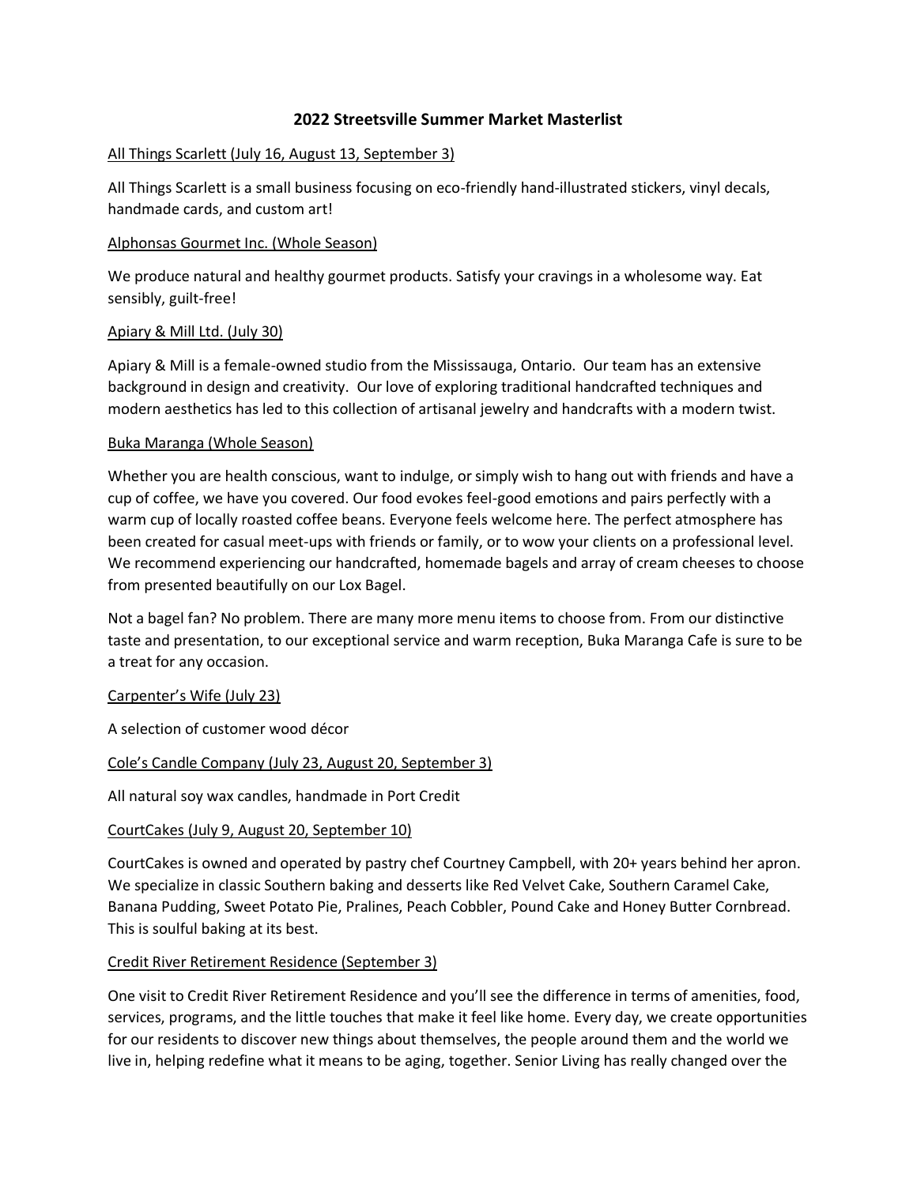# 2022 Streetsville Summer Market Masterlist

<u>All Things Scarlett (July 16, August 13, September 3)</u>

All Things Scarlett is a small business focusing on eco-friendly hand-illustrated stickers, vinyl decals, handmade cards, and custom art!

<u>Alphonsas Gourmet Inc. (Whole Season)</u>

We produce natural and healthy gourmet products. Satisfy your cravings in a wholesome way. Eat sensibly, guilt-free!

<u>Apiary & Mill Ltd. (July 30)</u>

Apiary & Mill is a female-owned studio from the Mississauga, Ontario. Our team has an extensive background in design and creativity. Our love of exploring traditional handcrafted techniques and modern aesthetics has led to this collection of artisanal jewelry and handcrafts with a modern twist.

<u>Buka Maranga (Whole Season)</u>

Whether you are health conscious, want to indulge, or simply wish to hang out with friends and have a cup of coffee, we have you covered. Our food evokes feel-good emotions and pairs perfectly with a warm cup of locally roasted coffee beans. Everyone feels welcome here. The perfect atmosphere has been created for casual meet-ups with friends or family, or to wow your clients on a professional level. We recommend experiencing our handcrafted, homemade bagels and array of cream cheeses to choose from presented beautifully on our Lox Bagel.

Not a bagel fan? No problem. There are many more menu items to choose from. From our distinctive taste and presentation, to our exceptional service and warm reception, Buka Maranga Cafe is sure to be a treat for any occasion.

<u>Carpenter's Wife (July 23)</u>

A selection of customer wood décor

<u>Cole's Candle Company (July 23, August 20, September 3)</u>

All natural soy wax candles, handmade in Port Credit

<u>CourtCakes (July 9, August 20, September 10)</u>

CourtCakes is owned and operated by pastry chef Courtney Campbell, with 20+ years behind her apron. We specialize in classic Southern baking and desserts like Red Velvet Cake, Southern Caramel Cake, Banana Pudding, Sweet Potato Pie, Pralines, Peach Cobbler, Pound Cake and Honey Butter Cornbread. This is soulful baking at its best.

<u>Credit River Retirement Residence (September 3)</u>

One visit to Credit River Retirement Residence and you'll see the difference in terms of amenities, food, services, programs, and the little touches that make it feel like home. Every day, we create opportunities for our residents to discover new things about themselves, the people around them and the world we live in, helping redefine what it means to be aging, together. Senior Living has really changed over the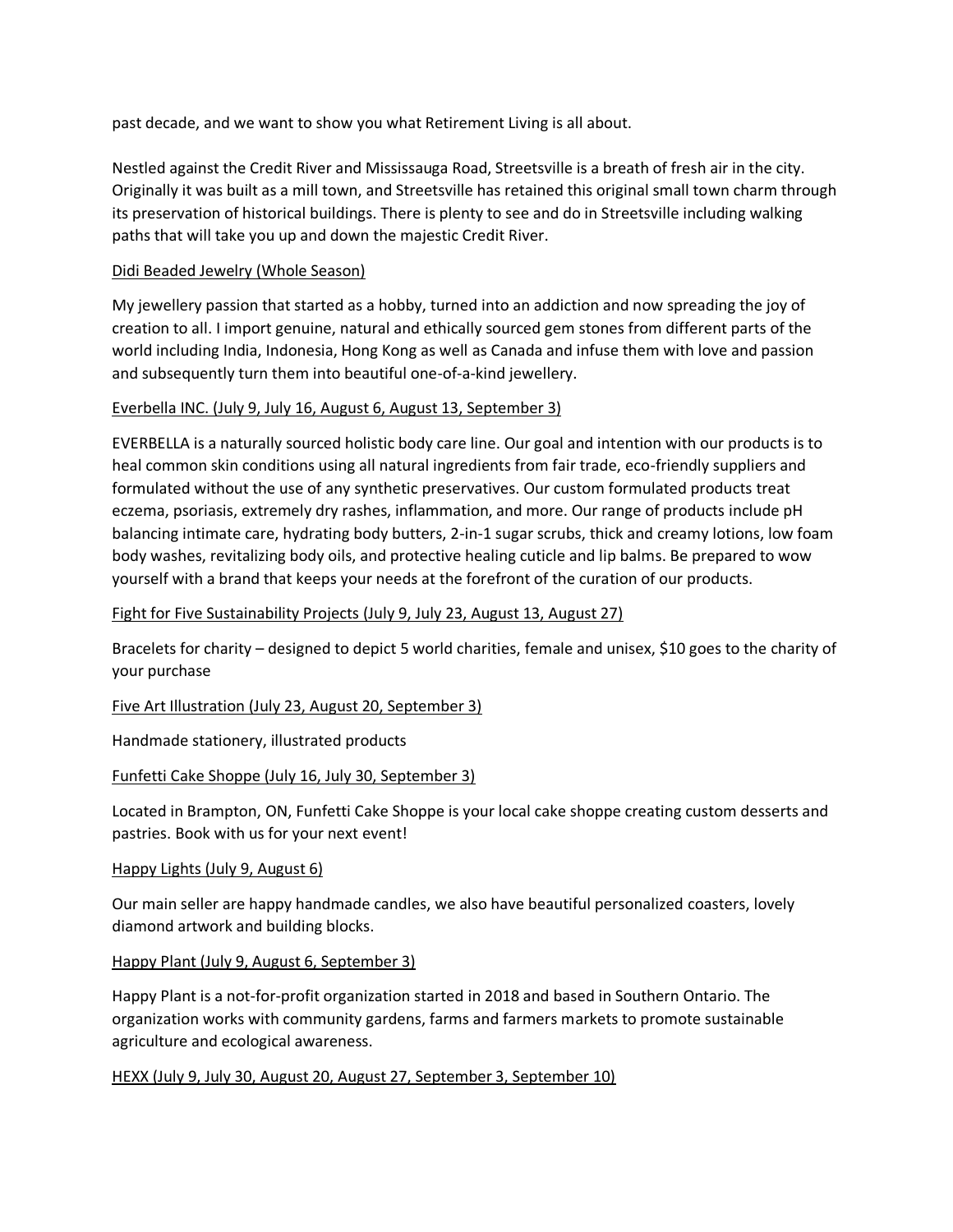past decade, and we want to show you what Retirement Living is all about.

Nestled against the Credit River and Mississauga Road, Streetsville is a breath of fresh air in the city. Originally it was built as a mill town, and Streetsville has retained this original small town charm through its preservation of historical buildings. There is plenty to see and do in Streetsville including walking paths that will take you up and down the majestic Credit River.

<u>Didi Beaded Jewelry (Whole Season)</u>

My jewellery passion that started as a hobby, turned into an addiction and now spreading the joy of creation to all. I import genuine, natural and ethically sourced gem stones from different parts of the world including India, Indonesia, Hong Kong as well as Canada and infuse them with love and passion and subsequently turn them into beautiful one-of-a-kind jewellery.

<u>Everbella INC. (July 9, July 16, August 6, August 13, September 3)</u>

EVERBELLA is a naturally sourced holistic body care line. Our goal and intention with our products is to heal common skin conditions using all natural ingredients from fair trade, eco-friendly suppliers and formulated without the use of any synthetic preservatives. Our custom formulated products treat eczema, psoriasis, extremely dry rashes, inflammation, and more. Our range of products include pH balancing intimate care, hydrating body butters, 2-in-1 sugar scrubs, thick and creamy lotions, low foam body washes, revitalizing body oils, and protective healing cuticle and lip balms. Be prepared to wow yourself with a brand that keeps your needs at the forefront of the curation of our products.

<u>Fight for Five Sustainability Projects (July 9, July 23, August 13, August 27)</u>

Bracelets for charity – designed to depict 5 world charities, female and unisex, $10 goes to the charity of your purchase

<u>Five Art Illustration (July 23, August 20, September 3)</u>

Handmade stationery, illustrated products

<u>Funfetti Cake Shoppe (July 16, July 30, September 3)</u>

Located in Brampton, ON, Funfetti Cake Shoppe is your local cake shoppe creating custom desserts and pastries. Book with us for your next event!

<u>Happy Lights (July 9, August 6)</u>

Our main seller are happy handmade candles, we also have beautiful personalized coasters, lovely diamond artwork and building blocks.

<u>Happy Plant (July 9, August 6, September 3)</u>

Happy Plant is a not-for-profit organization started in 2018 and based in Southern Ontario. The organization works with community gardens, farms and farmers markets to promote sustainable agriculture and ecological awareness.

<u>HEXX (July 9, July 30, August 20, August 27, September 3, September 10)</u>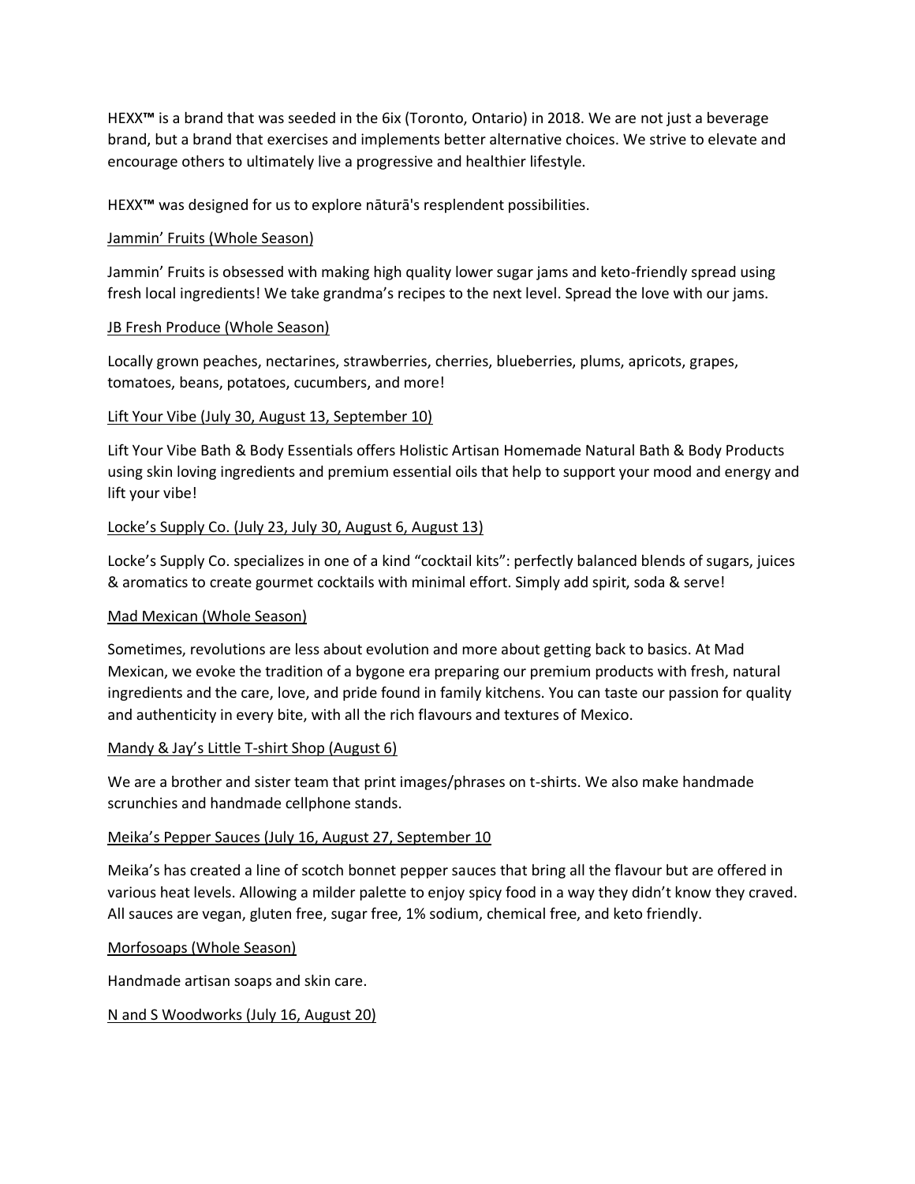HEXX™ is a brand that was seeded in the 6ix (Toronto, Ontario) in 2018. We are not just a beverage brand, but a brand that exercises and implements better alternative choices. We strive to elevate and encourage others to ultimately live a progressive and healthier lifestyle.

HEXX™ was designed for us to explore nāturā's resplendent possibilities.

Jammin' Fruits (Whole Season)

Jammin' Fruits is obsessed with making high quality lower sugar jams and keto-friendly spread using fresh local ingredients! We take grandma's recipes to the next level. Spread the love with our jams.

JB Fresh Produce (Whole Season)

Locally grown peaches, nectarines, strawberries, cherries, blueberries, plums, apricots, grapes, tomatoes, beans, potatoes, cucumbers, and more!

Lift Your Vibe (July 30, August 13, September 10)

Lift Your Vibe Bath & Body Essentials offers Holistic Artisan Homemade Natural Bath & Body Products using skin loving ingredients and premium essential oils that help to support your mood and energy and lift your vibe!

Locke's Supply Co. (July 23, July 30, August 6, August 13)

Locke's Supply Co. specializes in one of a kind "cocktail kits": perfectly balanced blends of sugars, juices & aromatics to create gourmet cocktails with minimal effort. Simply add spirit, soda & serve!

Mad Mexican (Whole Season)

Sometimes, revolutions are less about evolution and more about getting back to basics. At Mad Mexican, we evoke the tradition of a bygone era preparing our premium products with fresh, natural ingredients and the care, love, and pride found in family kitchens. You can taste our passion for quality and authenticity in every bite, with all the rich flavours and textures of Mexico.

Mandy & Jay's Little T-shirt Shop (August 6)

We are a brother and sister team that print images/phrases on t-shirts. We also make handmade scrunchies and handmade cellphone stands.

Meika's Pepper Sauces (July 16, August 27, September 10

Meika's has created a line of scotch bonnet pepper sauces that bring all the flavour but are offered in various heat levels. Allowing a milder palette to enjoy spicy food in a way they didn't know they craved. All sauces are vegan, gluten free, sugar free, 1% sodium, chemical free, and keto friendly.

Morfosoaps (Whole Season)

Handmade artisan soaps and skin care.

N and S Woodworks (July 16, August 20)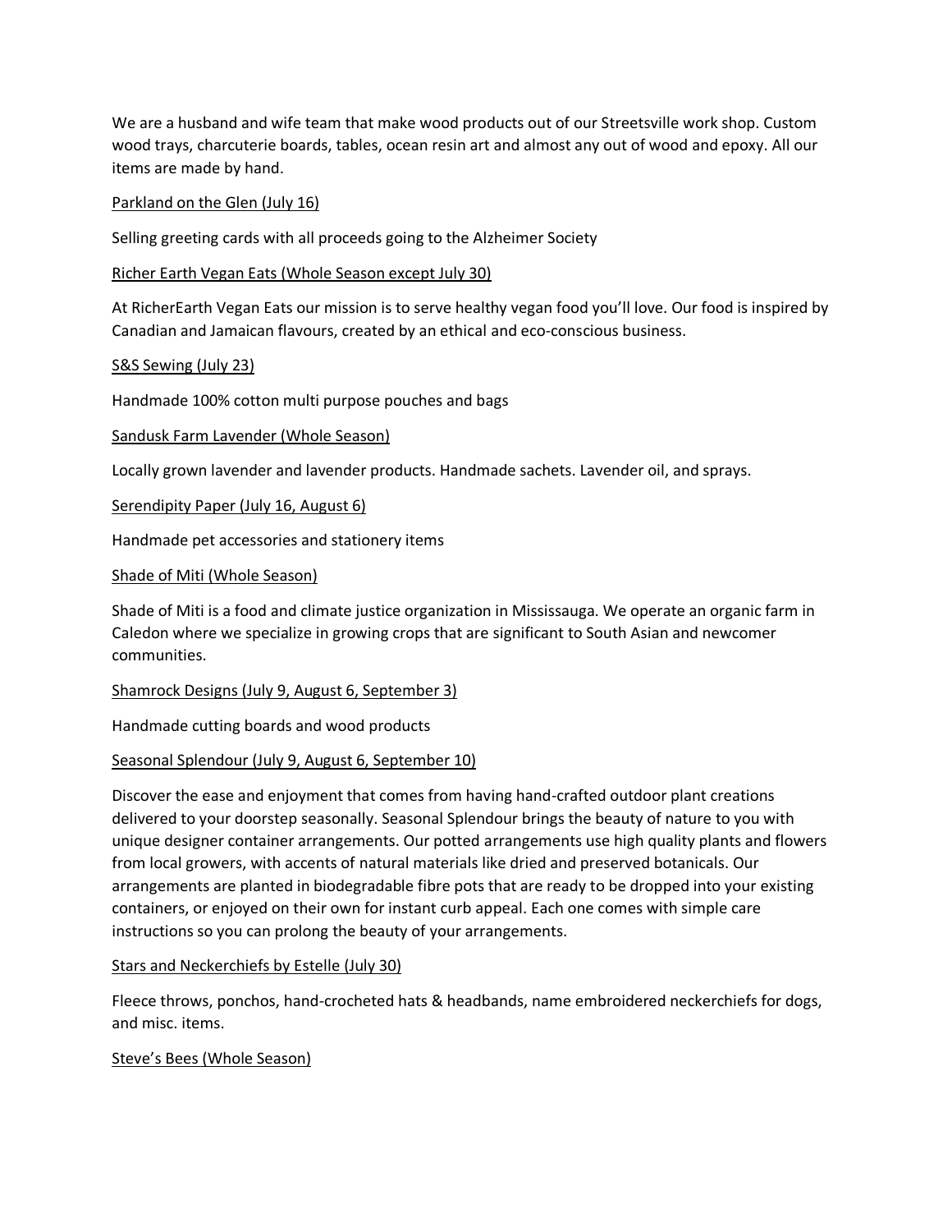We are a husband and wife team that make wood products out of our Streetsville work shop. Custom wood trays, charcuterie boards, tables, ocean resin art and almost any out of wood and epoxy. All our items are made by hand.

<u>Parkland on the Glen (July 16)</u>

Selling greeting cards with all proceeds going to the Alzheimer Society

<u>Richer Earth Vegan Eats (Whole Season except July 30)</u>

At RicherEarth Vegan Eats our mission is to serve healthy vegan food you'll love. Our food is inspired by Canadian and Jamaican flavours, created by an ethical and eco-conscious business.

<u>S&S Sewing (July 23)</u>

Handmade 100% cotton multi purpose pouches and bags

<u>Sandusk Farm Lavender (Whole Season)</u>

Locally grown lavender and lavender products. Handmade sachets. Lavender oil, and sprays.

<u>Serendipity Paper (July 16, August 6)</u>

Handmade pet accessories and stationery items

<u>Shade of Miti (Whole Season)</u>

Shade of Miti is a food and climate justice organization in Mississauga. We operate an organic farm in Caledon where we specialize in growing crops that are significant to South Asian and newcomer communities.

<u>Shamrock Designs (July 9, August 6, September 3)</u>

Handmade cutting boards and wood products

<u>Seasonal Splendour (July 9, August 6, September 10)</u>

Discover the ease and enjoyment that comes from having hand-crafted outdoor plant creations delivered to your doorstep seasonally. Seasonal Splendour brings the beauty of nature to you with unique designer container arrangements. Our potted arrangements use high quality plants and flowers from local growers, with accents of natural materials like dried and preserved botanicals. Our arrangements are planted in biodegradable fibre pots that are ready to be dropped into your existing containers, or enjoyed on their own for instant curb appeal. Each one comes with simple care instructions so you can prolong the beauty of your arrangements.

<u>Stars and Neckerchiefs by Estelle (July 30)</u>

Fleece throws, ponchos, hand-crocheted hats & headbands, name embroidered neckerchiefs for dogs, and misc. items.

<u>Steve's Bees (Whole Season)</u>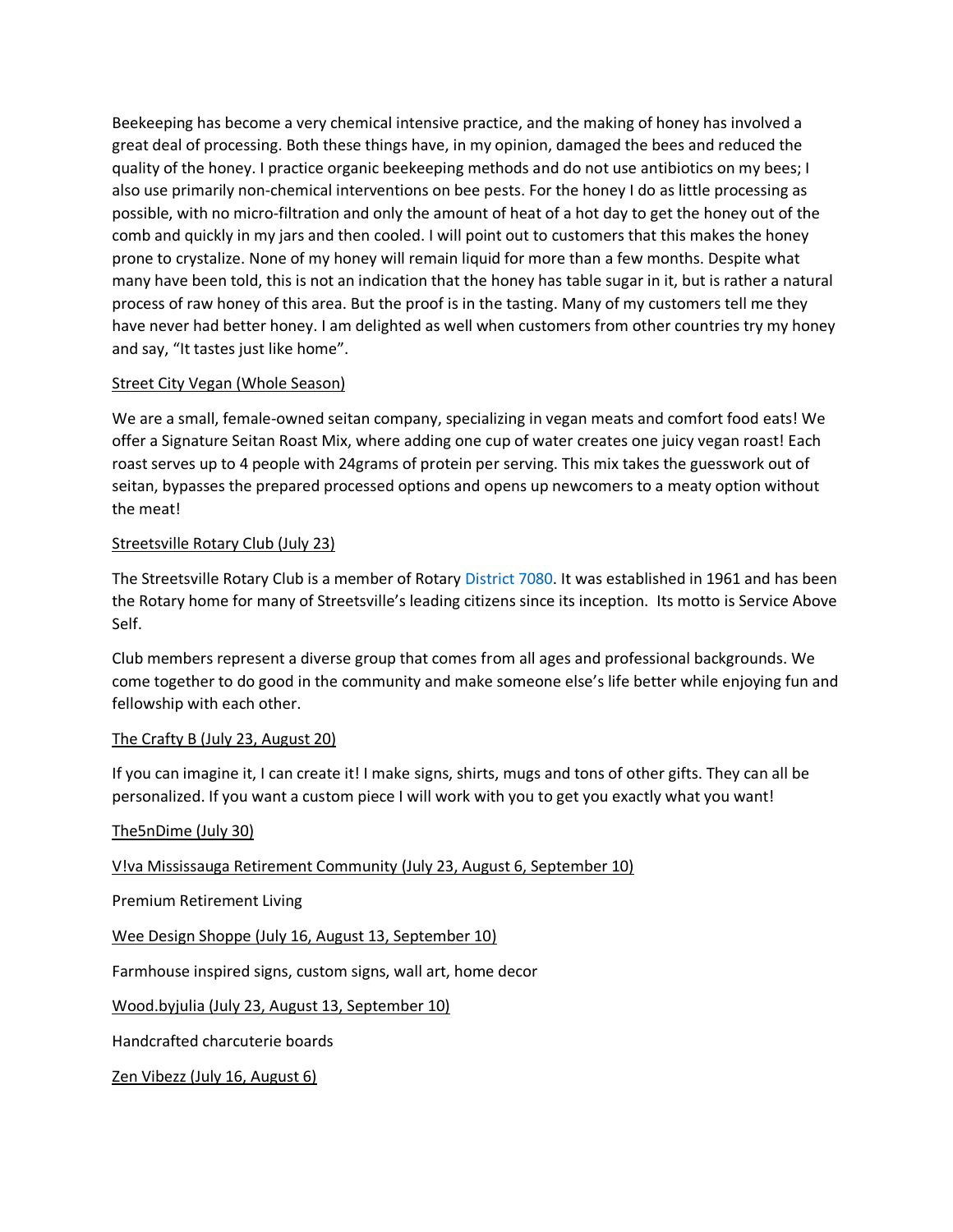Beekeeping has become a very chemical intensive practice, and the making of honey has involved a great deal of processing. Both these things have, in my opinion, damaged the bees and reduced the quality of the honey. I practice organic beekeeping methods and do not use antibiotics on my bees; I also use primarily non-chemical interventions on bee pests. For the honey I do as little processing as possible, with no micro-filtration and only the amount of heat of a hot day to get the honey out of the comb and quickly in my jars and then cooled. I will point out to customers that this makes the honey prone to crystalize. None of my honey will remain liquid for more than a few months. Despite what many have been told, this is not an indication that the honey has table sugar in it, but is rather a natural process of raw honey of this area. But the proof is in the tasting. Many of my customers tell me they have never had better honey. I am delighted as well when customers from other countries try my honey and say, “It tastes just like home”.

<u>Street City Vegan (Whole Season)</u>

We are a small, female-owned seitan company, specializing in vegan meats and comfort food eats! We offer a Signature Seitan Roast Mix, where adding one cup of water creates one juicy vegan roast! Each roast serves up to 4 people with 24grams of protein per serving. This mix takes the guesswork out of seitan, bypasses the prepared processed options and opens up newcomers to a meaty option without the meat!

<u>Streetsville Rotary Club (July 23)</u>

The Streetsville Rotary Club is a member of Rotary District 7080. It was established in 1961 and has been the Rotary home for many of Streetsville’s leading citizens since its inception. Its motto is Service Above Self.

Club members represent a diverse group that comes from all ages and professional backgrounds. We come together to do good in the community and make someone else’s life better while enjoying fun and fellowship with each other.

<u>The Crafty B (July 23, August 20)</u>

If you can imagine it, I can create it! I make signs, shirts, mugs and tons of other gifts. They can all be personalized. If you want a custom piece I will work with you to get you exactly what you want!

<u>The5nDime (July 30)</u>

<u>V!va Mississauga Retirement Community (July 23, August 6, September 10)</u>

Premium Retirement Living

<u>Wee Design Shoppe (July 16, August 13, September 10)</u>

Farmhouse inspired signs, custom signs, wall art, home decor

<u>Wood.byjulia (July 23, August 13, September 10)</u>

Handcrafted charcuterie boards

<u>Zen Vibezz (July 16, August 6)</u>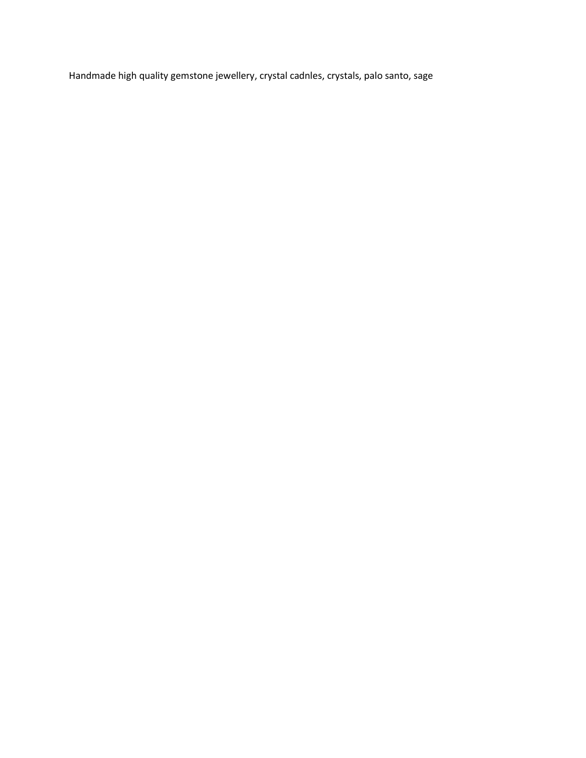Handmade high quality gemstone jewellery, crystal cadnles, crystals, palo santo, sage